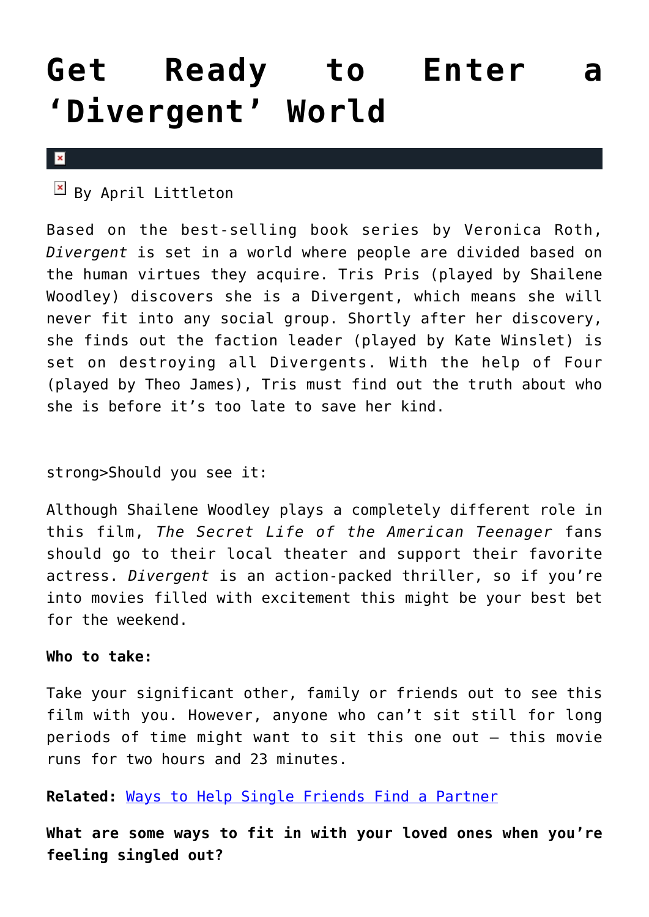# Get Ready to Enter a 'Divergent' World

By April Littleton

Based on the best-selling book series by Veronica Roth, *Divergent* is set in a world where people are divided based on the human virtues they acquire. Tris Pris (played by Shailene Woodley) discovers she is a Divergent, which means she will never fit into any social group. Shortly after her discovery, she finds out the faction leader (played by Kate Winslet) is set on destroying all Divergents. With the help of Four (played by Theo James), Tris must find out the truth about who she is before it's too late to save her kind.

strong>Should you see it:

Although Shailene Woodley plays a completely different role in this film, *The Secret Life of the American Teenager* fans should go to their local theater and support their favorite actress. *Divergent* is an action-packed thriller, so if you're into movies filled with excitement this might be your best bet for the weekend.

**Who to take:**

Take your significant other, family or friends out to see this film with you. However, anyone who can't sit still for long periods of time might want to sit this one out — this movie runs for two hours and 23 minutes.

**Related:** Ways to Help Single Friends Find a Partner

**What are some ways to fit in with your loved ones when you're feeling singled out?**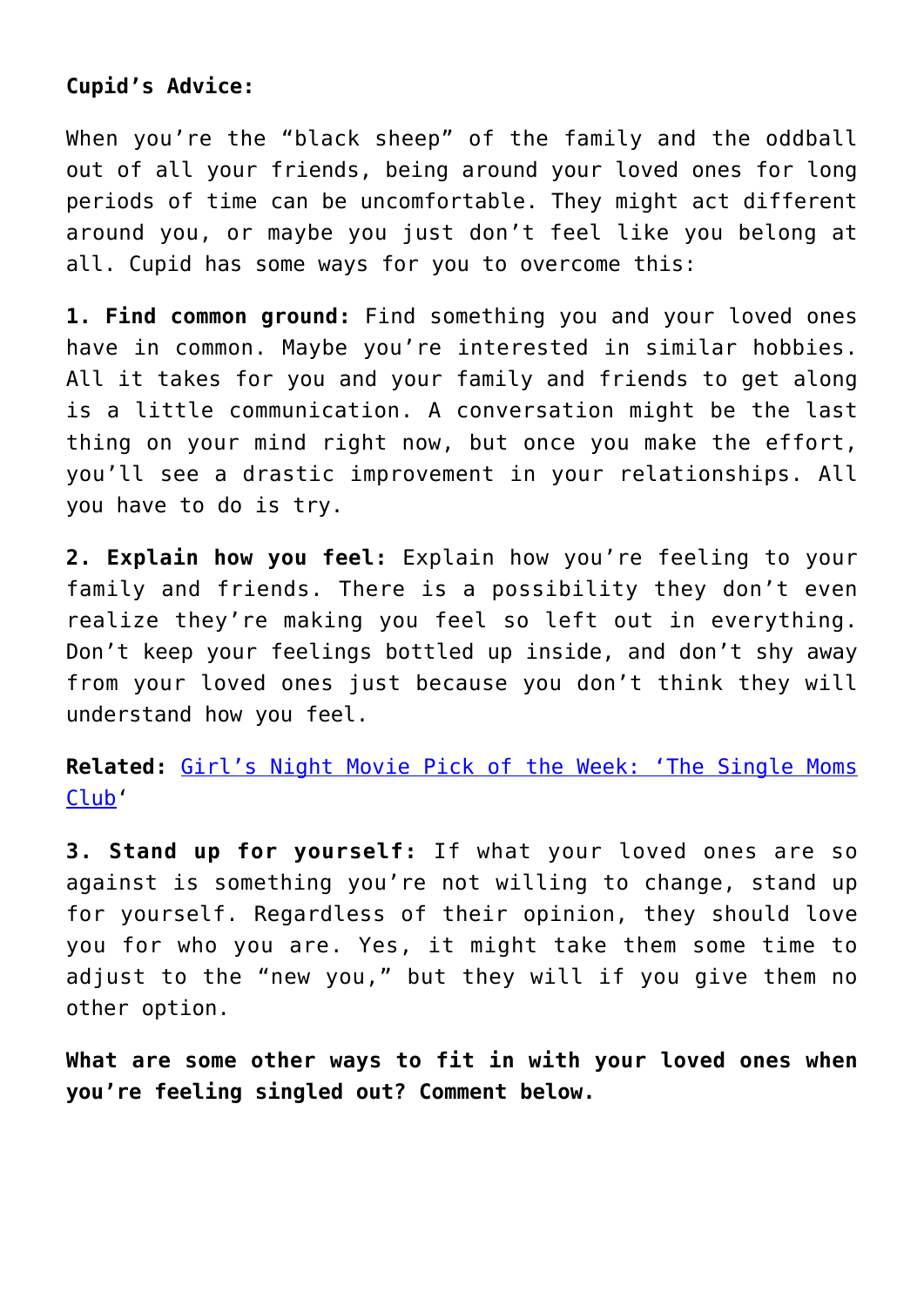**Cupid's Advice:**

When you're the "black sheep" of the family and the oddball out of all your friends, being around your loved ones for long periods of time can be uncomfortable. They might act different around you, or maybe you just don't feel like you belong at all. Cupid has some ways for you to overcome this:

**1. Find common ground:** Find something you and your loved ones have in common. Maybe you're interested in similar hobbies. All it takes for you and your family and friends to get along is a little communication. A conversation might be the last thing on your mind right now, but once you make the effort, you'll see a drastic improvement in your relationships. All you have to do is try.

**2. Explain how you feel:** Explain how you're feeling to your family and friends. There is a possibility they don't even realize they're making you feel so left out in everything. Don't keep your feelings bottled up inside, and don't shy away from your loved ones just because you don't think they will understand how you feel.

**Related:** Girl's Night Movie Pick of the Week: 'The Single Moms Club'

**3. Stand up for yourself:** If what your loved ones are so against is something you're not willing to change, stand up for yourself. Regardless of their opinion, they should love you for who you are. Yes, it might take them some time to adjust to the "new you," but they will if you give them no other option.

**What are some other ways to fit in with your loved ones when you're feeling singled out? Comment below.**